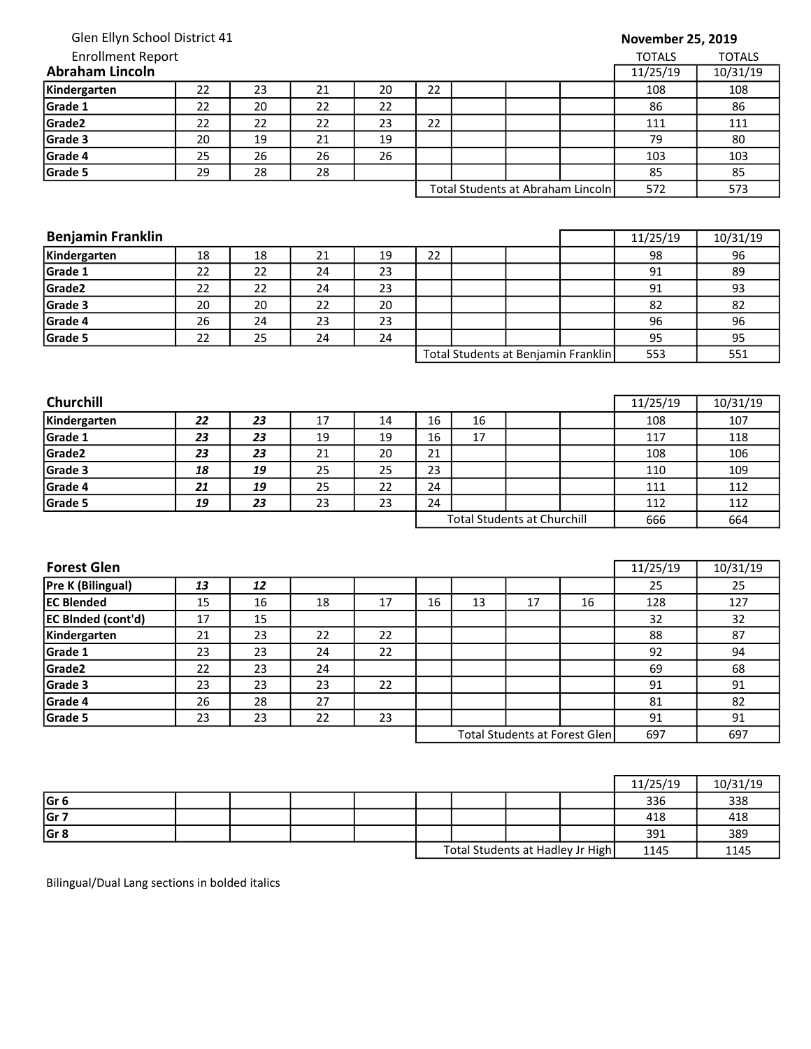Glen Ellyn School District 41

Enrollment Report

**November 25, 2019**

## Abraham Lincoln

| | | | | | | | | | TOTALS 11/25/19 | TOTALS 10/31/19 |
|---|---|---|---|---|---|---|---|---|---|---|
| **Kindergarten** | 22 | 23 | 21 | 20 | 22 | | | | 108 | 108 |
| **Grade 1** | 22 | 20 | 22 | 22 | | | | | 86 | 86 |
| **Grade2** | 22 | 22 | 22 | 23 | 22 | | | | 111 | 111 |
| **Grade 3** | 20 | 19 | 21 | 19 | | | | | 79 | 80 |
| **Grade 4** | 25 | 26 | 26 | 26 | | | | | 103 | 103 |
| **Grade 5** | 29 | 28 | 28 | | | | | | 85 | 85 |
| | | | | | Total Students at Abraham Lincoln | | | | 572 | 573 |

## Benjamin Franklin

| | | | | | | | | | 11/25/19 | 10/31/19 |
|---|---|---|---|---|---|---|---|---|---|---|
| **Kindergarten** | 18 | 18 | 21 | 19 | 22 | | | | 98 | 96 |
| **Grade 1** | 22 | 22 | 24 | 23 | | | | | 91 | 89 |
| **Grade2** | 22 | 22 | 24 | 23 | | | | | 91 | 93 |
| **Grade 3** | 20 | 20 | 22 | 20 | | | | | 82 | 82 |
| **Grade 4** | 26 | 24 | 23 | 23 | | | | | 96 | 96 |
| **Grade 5** | 22 | 25 | 24 | 24 | | | | | 95 | 95 |
| | | | | | Total Students at Benjamin Franklin | | | | 553 | 551 |

## Churchill

| | | | | | | | | | 11/25/19 | 10/31/19 |
|---|---|---|---|---|---|---|---|---|---|---|
| **Kindergarten** | ***22*** | ***23*** | 17 | 14 | 16 | 16 | | | 108 | 107 |
| **Grade 1** | ***23*** | ***23*** | 19 | 19 | 16 | 17 | | | 117 | 118 |
| **Grade2** | ***23*** | ***23*** | 21 | 20 | 21 | | | | 108 | 106 |
| **Grade 3** | ***18*** | ***19*** | 25 | 25 | 23 | | | | 110 | 109 |
| **Grade 4** | ***21*** | ***19*** | 25 | 22 | 24 | | | | 111 | 112 |
| **Grade 5** | ***19*** | ***23*** | 23 | 23 | 24 | | | | 112 | 112 |
| | | | | | Total Students at Churchill | | | | 666 | 664 |

## Forest Glen

| | | | | | | | | | 11/25/19 | 10/31/19 |
|---|---|---|---|---|---|---|---|---|---|---|
| **Pre K (Bilingual)** | ***13*** | ***12*** | | | | | | | 25 | 25 |
| **EC Blended** | 15 | 16 | 18 | 17 | 16 | 13 | 17 | 16 | 128 | 127 |
| **EC Blnded (cont'd)** | 17 | 15 | | | | | | | 32 | 32 |
| **Kindergarten** | 21 | 23 | 22 | 22 | | | | | 88 | 87 |
| **Grade 1** | 23 | 23 | 24 | 22 | | | | | 92 | 94 |
| **Grade2** | 22 | 23 | 24 | | | | | | 69 | 68 |
| **Grade 3** | 23 | 23 | 23 | 22 | | | | | 91 | 91 |
| **Grade 4** | 26 | 28 | 27 | | | | | | 81 | 82 |
| **Grade 5** | 23 | 23 | 22 | 23 | | | | | 91 | 91 |
| | | | | | Total Students at Forest Glen | | | | 697 | 697 |

| | | | | | | | | | 11/25/19 | 10/31/19 |
|---|---|---|---|---|---|---|---|---|---|---|
| **Gr 6** | | | | | | | | | 336 | 338 |
| **Gr 7** | | | | | | | | | 418 | 418 |
| **Gr 8** | | | | | | | | | 391 | 389 |
| | | | | | Total Students at Hadley Jr High | | | | 1145 | 1145 |

Bilingual/Dual Lang sections in bolded italics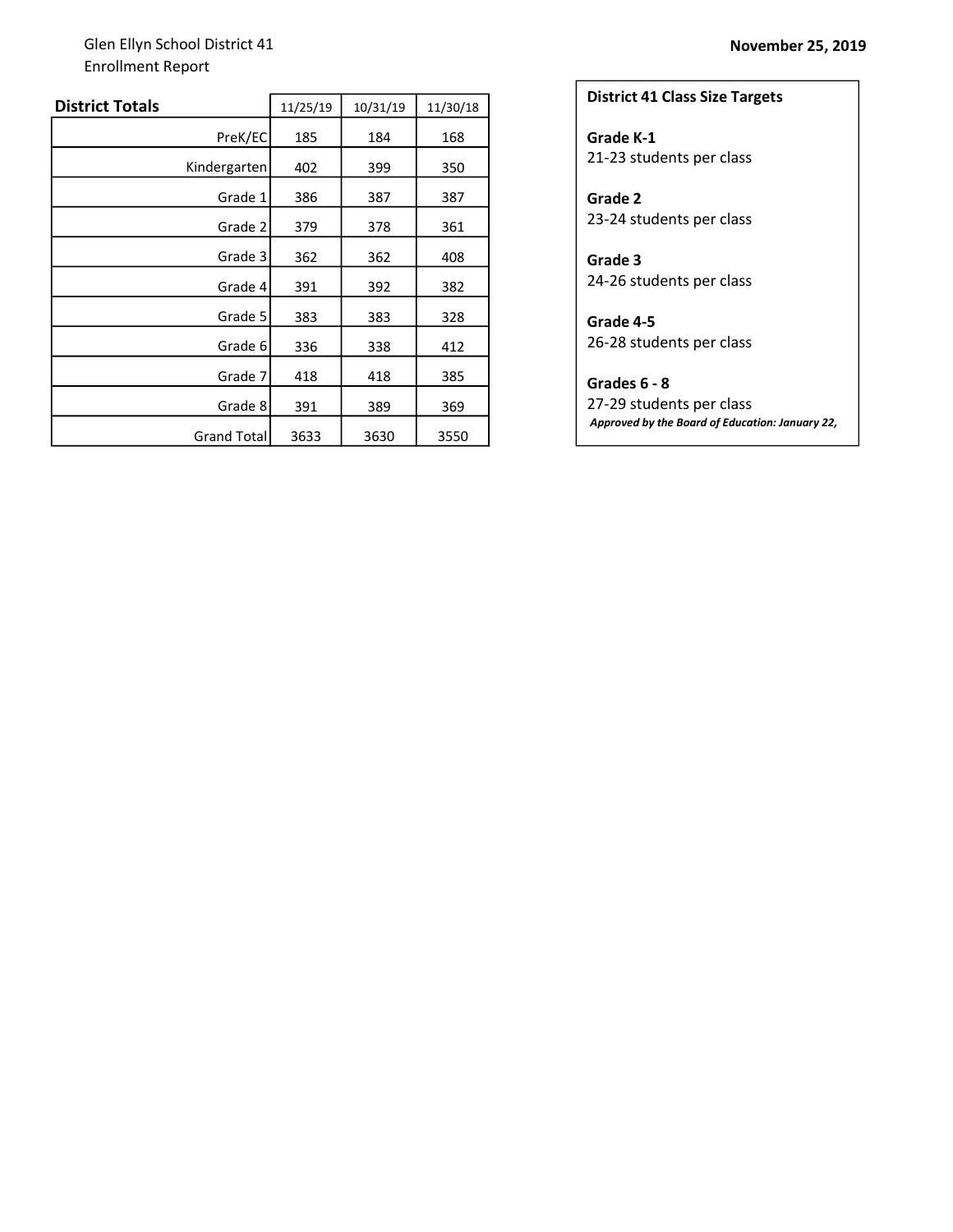Glen Ellyn School District 41
Enrollment Report

**November 25, 2019**

| **District Totals** | 11/25/19 | 10/31/19 | 11/30/18 |
| --- | --- | --- | --- |
| PreK/EC | 185 | 184 | 168 |
| Kindergarten | 402 | 399 | 350 |
| Grade 1 | 386 | 387 | 387 |
| Grade 2 | 379 | 378 | 361 |
| Grade 3 | 362 | 362 | 408 |
| Grade 4 | 391 | 392 | 382 |
| Grade 5 | 383 | 383 | 328 |
| Grade 6 | 336 | 338 | 412 |
| Grade 7 | 418 | 418 | 385 |
| Grade 8 | 391 | 389 | 369 |
| Grand Total | 3633 | 3630 | 3550 |

**District 41 Class Size Targets**

**Grade K-1**
21-23 students per class

**Grade 2**
23-24 students per class

**Grade 3**
24-26 students per class

**Grade 4-5**
26-28 students per class

**Grades 6 - 8**
27-29 students per class

***Approved by the Board of Education: January 22,***